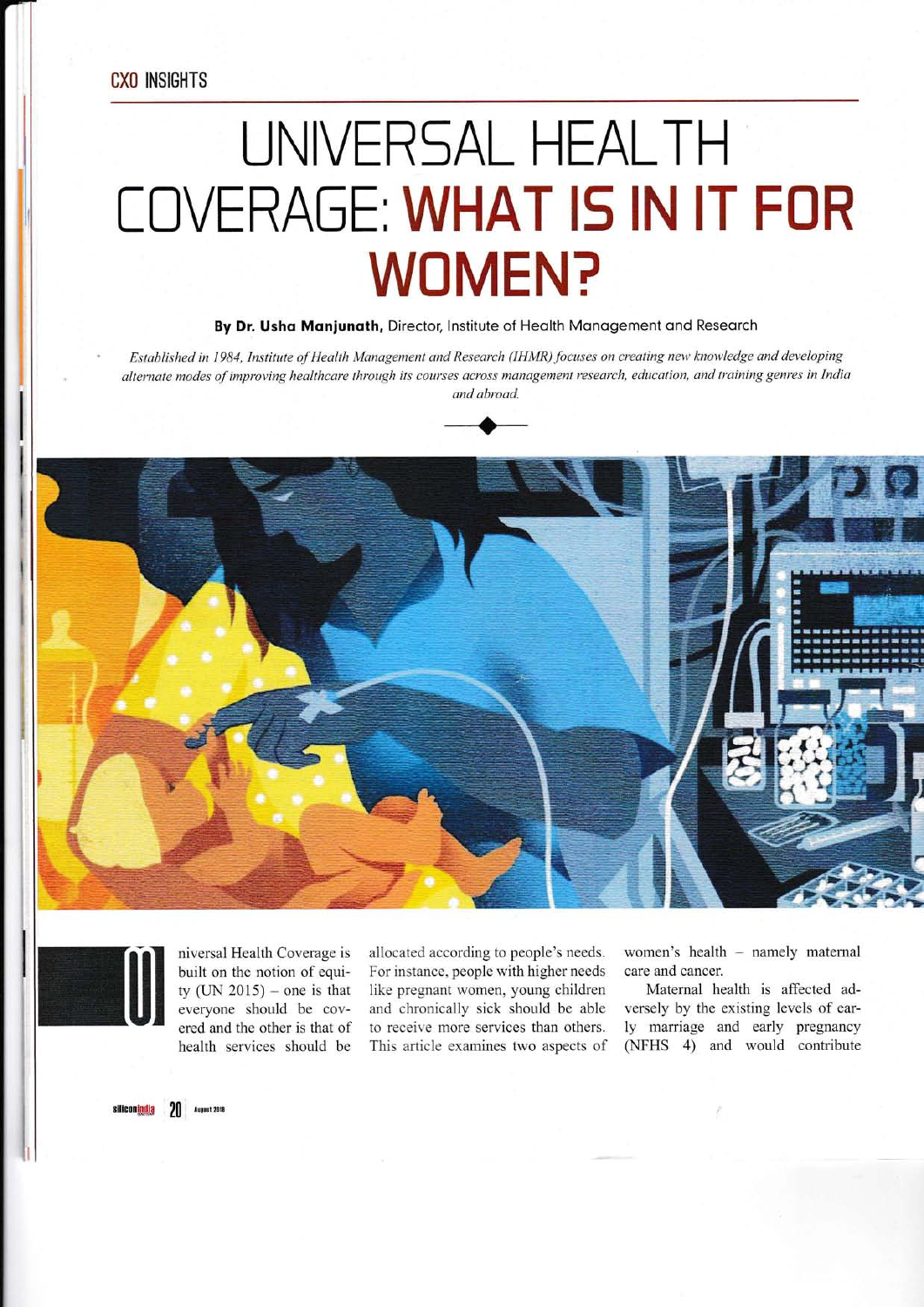CXO INSIGHTS

# UNIVERSAL HEALTH COVERAGE: WHAT IS IN IT FOR WOMEN?

**By Dr. Usha Manjunath,** Director, Institute of Health Management and Research

*Established in 1984, Institute of Health Management and Research (IHMR) focuses on creating new knowledge and developing alternate modes of improving healthcare through its courses across management research, education, and training genres in India and abroad.*

Universal Health Coverage is built on the notion of equity (UN 2015) – one is that everyone should be covered and the other is that of health services should be allocated according to people's needs. For instance, people with higher needs like pregnant women, young children and chronically sick should be able to receive more services than others. This article examines two aspects of women's health – namely maternal care and cancer.

Maternal health is affected adversely by the existing levels of early marriage and early pregnancy (NFHS 4) and would contribute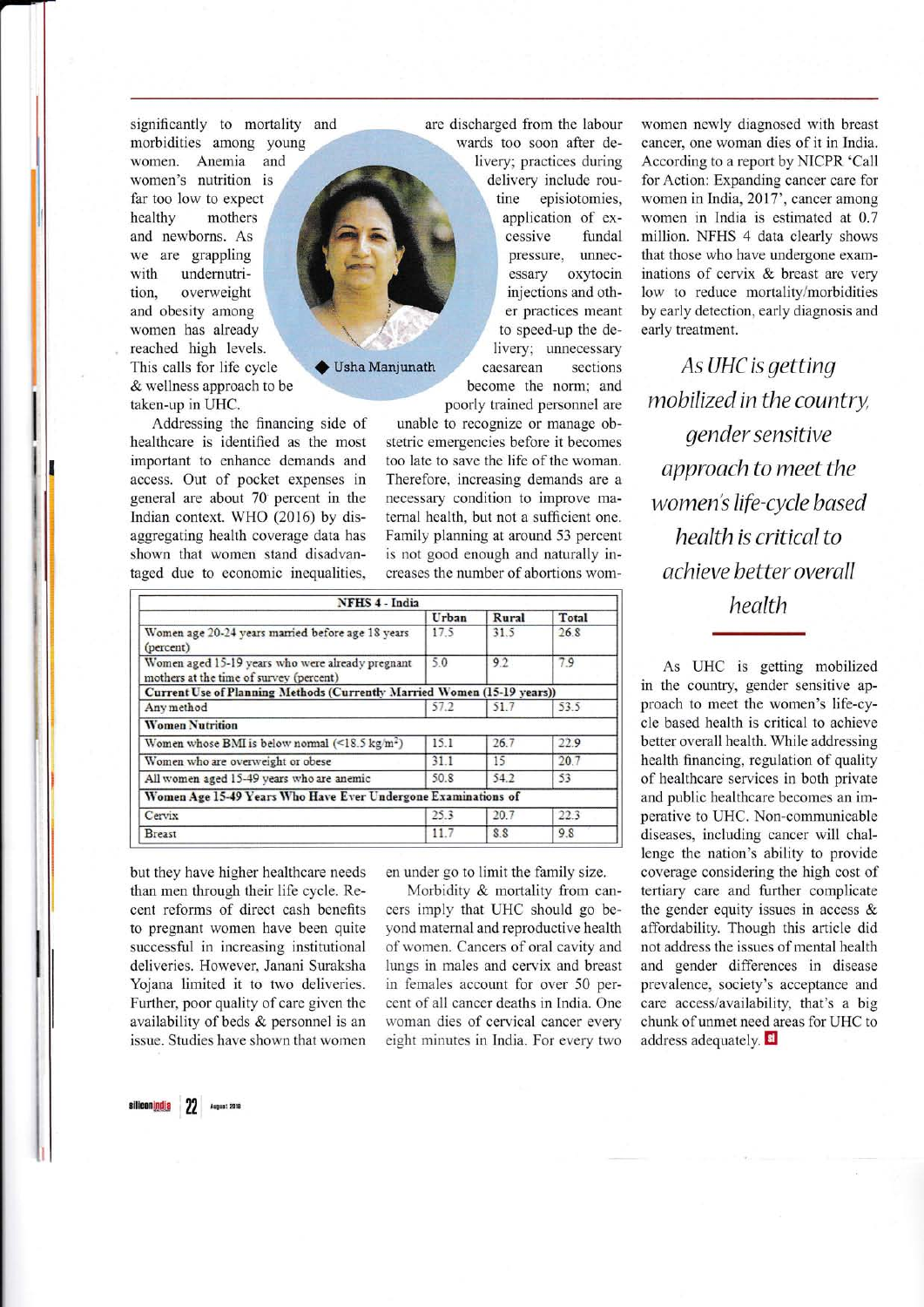significantly to mortality and morbidities among young women. Anemia and women's nutrition is far too low to expect healthy mothers and newborns. As we are grappling with undernutrition, overweight and obesity among women has already reached high levels. This calls for life cycle & wellness approach to be taken-up in UHC.

Usha Manjunath

Addressing the financing side of healthcare is identified as the most important to enhance demands and access. Out of pocket expenses in general are about 70 percent in the Indian context. WHO (2016) by disaggregating health coverage data has shown that women stand disadvantaged due to economic inequalities, but they have higher healthcare needs than men through their life cycle. Recent reforms of direct cash benefits to pregnant women have been quite successful in increasing institutional deliveries. However, Janani Suraksha Yojana limited it to two deliveries. Further, poor quality of care given the availability of beds & personnel is an issue. Studies have shown that women are discharged from the labour wards too soon after delivery; practices during delivery include routine episiotomies, application of excessive fundal pressure, unnecessary oxytocin injections and other practices meant to speed-up the delivery; unnecessary caesarean sections become the norm; and poorly trained personnel are unable to recognize or manage obstetric emergencies before it becomes too late to save the life of the woman. Therefore, increasing demands are a necessary condition to improve maternal health, but not a sufficient one. Family planning at around 53 percent is not good enough and naturally increases the number of abortions women under go to limit the family size.

| NFHS 4 - India | | | |
|---|---|---|---|
| | Urban | Rural | Total |
| Women age 20-24 years married before age 18 years (percent) | 17.5 | 31.5 | 26.8 |
| Women aged 15-19 years who were already pregnant mothers at the time of survey (percent) | 5.0 | 9.2 | 7.9 |
| **Current Use of Planning Methods (Currently Married Women (15-19 years))** | | | |
| Any method | 57.2 | 51.7 | 53.5 |
| **Women Nutrition** | | | |
| Women whose BMI is below normal (<18.5 kg/m²) | 15.1 | 26.7 | 22.9 |
| Women who are overweight or obese | 31.1 | 15 | 20.7 |
| All women aged 15-49 years who are anemic | 50.8 | 54.2 | 53 |
| **Women Age 15-49 Years Who Have Ever Undergone Examinations of** | | | |
| Cervix | 25.3 | 20.7 | 22.3 |
| Breast | 11.7 | 8.8 | 9.8 |

Morbidity & mortality from cancers imply that UHC should go beyond maternal and reproductive health of women. Cancers of oral cavity and lungs in males and cervix and breast in females account for over 50 percent of all cancer deaths in India. One woman dies of cervical cancer every eight minutes in India. For every two women newly diagnosed with breast cancer, one woman dies of it in India. According to a report by NICPR 'Call for Action: Expanding cancer care for women in India, 2017', cancer among women in India is estimated at 0.7 million. NFHS 4 data clearly shows that those who have undergone examinations of cervix & breast are very low to reduce mortality/morbidities by early detection, early diagnosis and early treatment.

*As UHC is getting mobilized in the country, gender sensitive approach to meet the women's life-cycle based health is critical to achieve better overall health*

As UHC is getting mobilized in the country, gender sensitive approach to meet the women's life-cycle based health is critical to achieve better overall health. While addressing health financing, regulation of quality of healthcare services in both private and public healthcare becomes an imperative to UHC. Non-communicable diseases, including cancer will challenge the nation's ability to provide coverage considering the high cost of tertiary care and further complicate the gender equity issues in access & affordability. Though this article did not address the issues of mental health and gender differences in disease prevalence, society's acceptance and care access/availability, that's a big chunk of unmet need areas for UHC to address adequately.